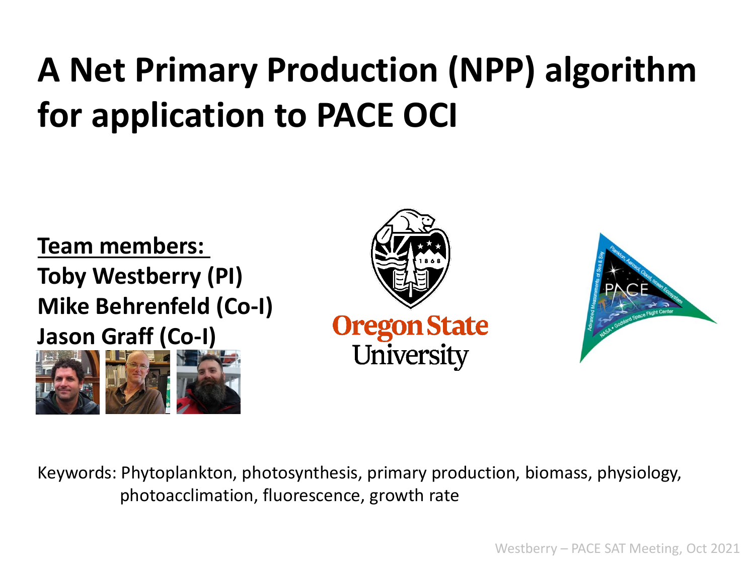# A Net Primary Production (NPP) algorithm for application to PACE OCI

**Team members:**

**Toby Westberry (PI)**
**Mike Behrenfeld (Co-I)**
**Jason Graff (Co-I)**

Keywords: Phytoplankton, photosynthesis, primary production, biomass, physiology, photoacclimation, fluorescence, growth rate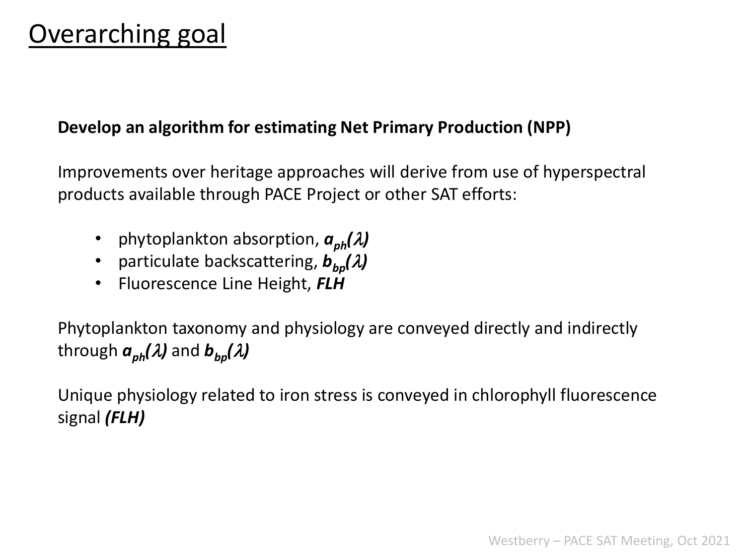# Overarching goal

**Develop an algorithm for estimating Net Primary Production (NPP)**

Improvements over heritage approaches will derive from use of hyperspectral products available through PACE Project or other SAT efforts:

- phytoplankton absorption, $a_{ph}(\lambda)$
- particulate backscattering, $b_{bp}(\lambda)$
- Fluorescence Line Height, ***FLH***

Phytoplankton taxonomy and physiology are conveyed directly and indirectly through $a_{ph}(\lambda)$ and $b_{bp}(\lambda)$

Unique physiology related to iron stress is conveyed in chlorophyll fluorescence signal ***(FLH)***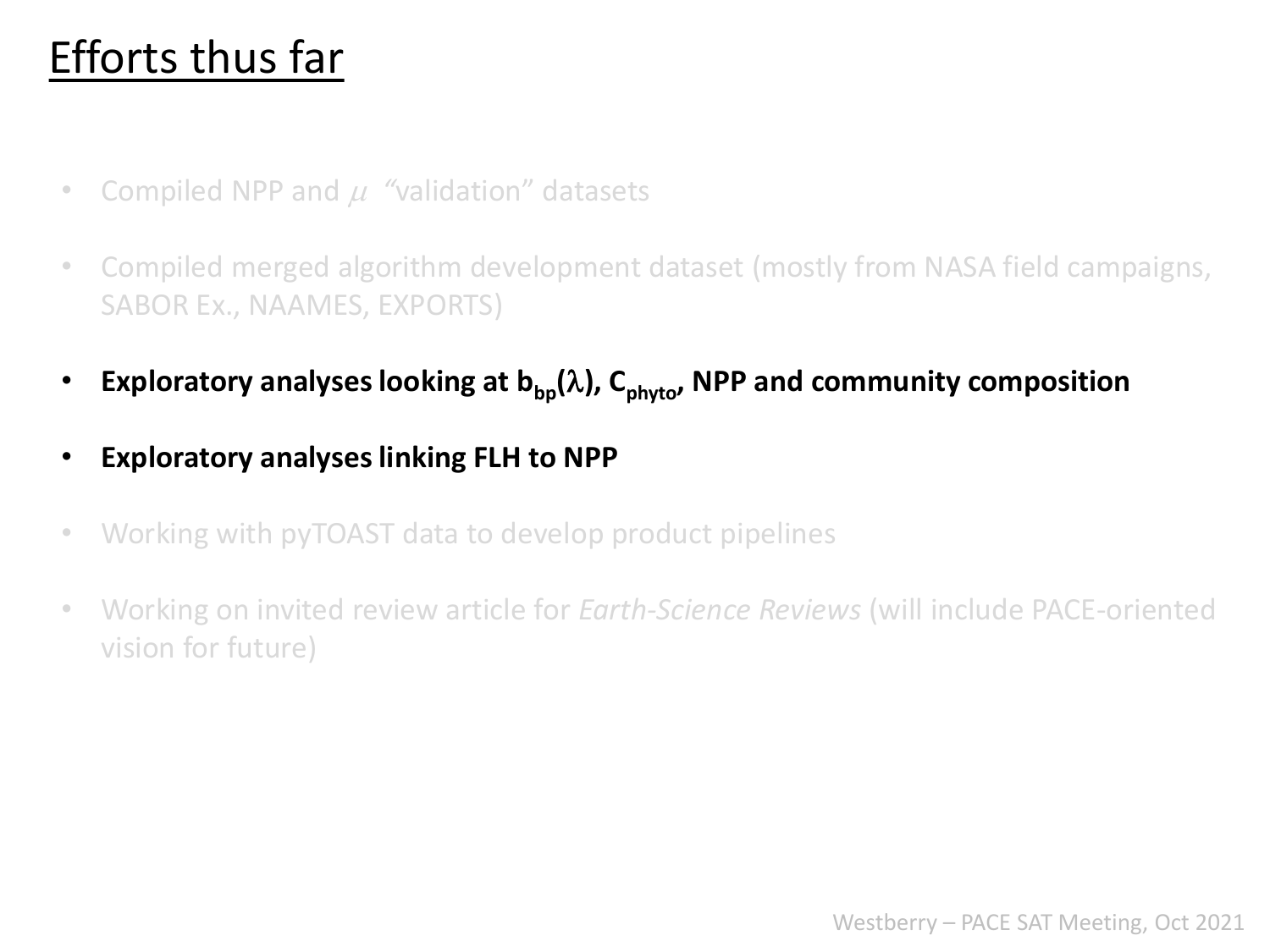# Efforts thus far

- Compiled NPP and $\mu$ "validation" datasets
- Compiled merged algorithm development dataset (mostly from NASA field campaigns, SABOR Ex., NAAMES, EXPORTS)
- **Exploratory analyses looking at $b_{bp}(\lambda)$, $C_{phyto}$, NPP and community composition**
- **Exploratory analyses linking FLH to NPP**
- Working with pyTOAST data to develop product pipelines
- Working on invited review article for *Earth-Science Reviews* (will include PACE-oriented vision for future)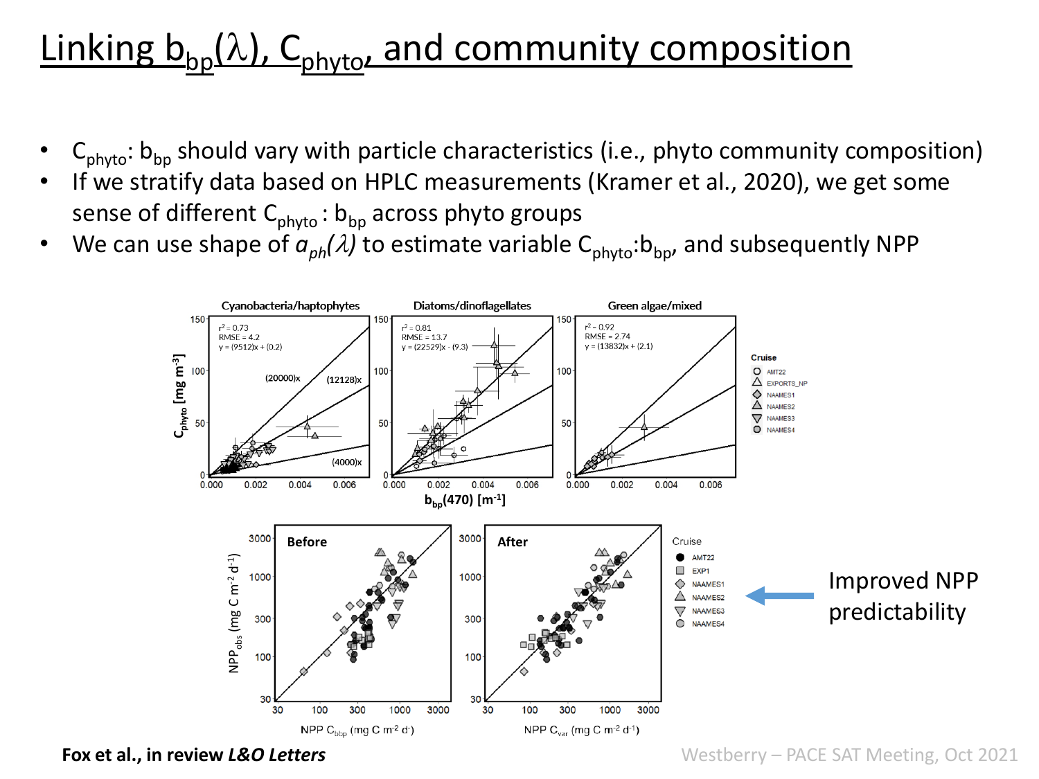# Linking $b_{bp}(\lambda)$, $C_{phyto}$, and community composition

- $C_{phyto}$: $b_{bp}$ should vary with particle characteristics (i.e., phyto community composition)
- If we stratify data based on HPLC measurements (Kramer et al., 2020), we get some sense of different $C_{phyto}$ : $b_{bp}$ across phyto groups
- We can use shape of $a_{ph}(\lambda)$ to estimate variable $C_{phyto}$:$b_{bp}$, and subsequently NPP

Cyanobacteria/haptophytes: $r^2 = 0.73$, RMSE = 4.2, $y = (9512)x + (0.2)$

Diatoms/dinoflagellates: $r^2 = 0.81$, RMSE = 13.7, $y = (22529)x - (9.3)$

Green algae/mixed: $r^2 = 0.92$, RMSE = 2.74, $y = (13832)x + (2.1)$

Before / After

Improved NPP predictability

**Fox et al., in review *L&O Letters***

Westberry – PACE SAT Meeting, Oct 2021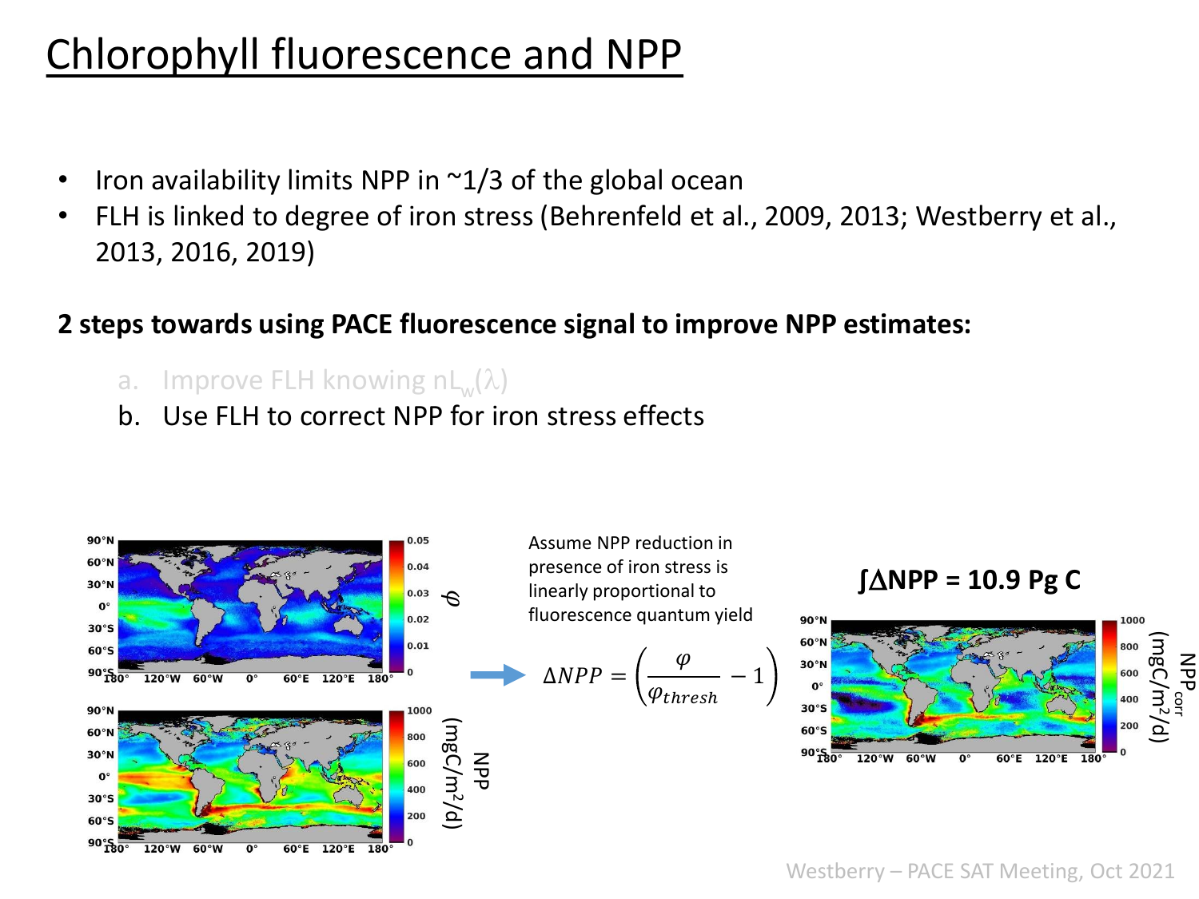# Chlorophyll fluorescence and NPP

- Iron availability limits NPP in ~1/3 of the global ocean
- FLH is linked to degree of iron stress (Behrenfeld et al., 2009, 2013; Westberry et al., 2013, 2016, 2019)

**2 steps towards using PACE fluorescence signal to improve NPP estimates:**

a. Improve FLH knowing $nL_w(\lambda)$
b. Use FLH to correct NPP for iron stress effects

90°N
60°N
30°N
0°
30°S
60°S
90°S
180° 120°W 60°W 0° 60°E 120°E 180°

0.05
0.04
0.03
0.02
0.01
0

$\varphi$

90°N
60°N
30°N
0°
30°S
60°S
90°S
180° 120°W 60°W 0° 60°E 120°E 180°

1000
800
600
400
200
0

NPP (mgC/m$^2$/d)

Assume NPP reduction in presence of iron stress is linearly proportional to fluorescence quantum yield

$$\Delta NPP = \left(\frac{\varphi}{\varphi_{thresh}} - 1\right)$$

**∫ΔNPP = 10.9 Pg C**

90°N
60°N
30°N
0°
30°S
60°S
90°S
180° 120°W 60°W 0° 60°E 120°E 180°

1000
800
600
400
200
0

$NPP_{corr}$ (mgC/m$^2$/d)

Westberry – PACE SAT Meeting, Oct 2021